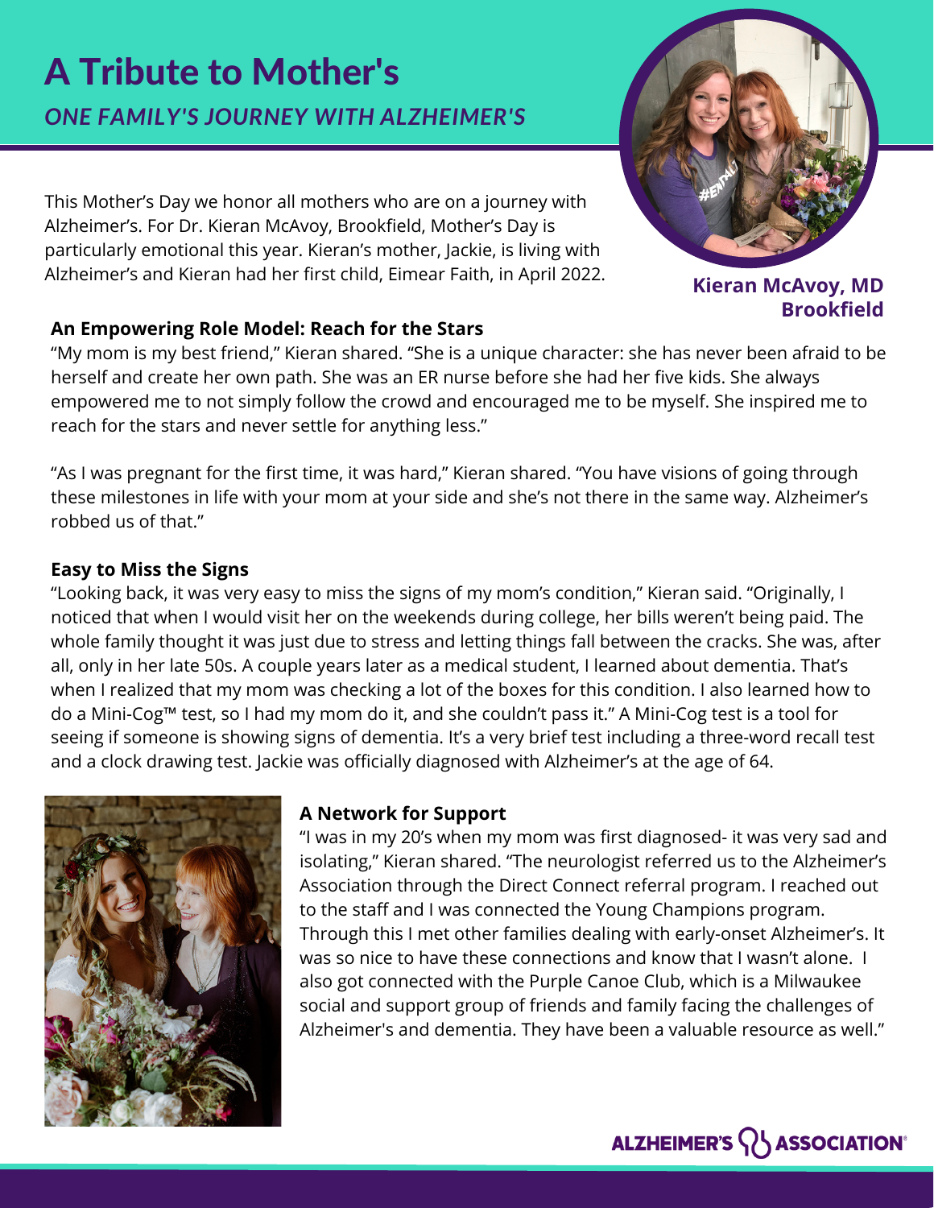# A Tribute to Mother's

*ONE FAMILY'S JOURNEY WITH ALZHEIMER'S*

**Kieran McAvoy, MD**
**Brookfield**

This Mother's Day we honor all mothers who are on a journey with Alzheimer's. For Dr. Kieran McAvoy, Brookfield, Mother's Day is particularly emotional this year. Kieran's mother, Jackie, is living with Alzheimer's and Kieran had her first child, Eimear Faith, in April 2022.

### An Empowering Role Model: Reach for the Stars

"My mom is my best friend," Kieran shared. "She is a unique character: she has never been afraid to be herself and create her own path. She was an ER nurse before she had her five kids. She always empowered me to not simply follow the crowd and encouraged me to be myself. She inspired me to reach for the stars and never settle for anything less."

"As I was pregnant for the first time, it was hard," Kieran shared. "You have visions of going through these milestones in life with your mom at your side and she's not there in the same way. Alzheimer's robbed us of that."

### Easy to Miss the Signs

"Looking back, it was very easy to miss the signs of my mom's condition," Kieran said. "Originally, I noticed that when I would visit her on the weekends during college, her bills weren't being paid. The whole family thought it was just due to stress and letting things fall between the cracks. She was, after all, only in her late 50s. A couple years later as a medical student, I learned about dementia. That's when I realized that my mom was checking a lot of the boxes for this condition. I also learned how to do a Mini-Cog™ test, so I had my mom do it, and she couldn't pass it." A Mini-Cog test is a tool for seeing if someone is showing signs of dementia. It's a very brief test including a three-word recall test and a clock drawing test. Jackie was officially diagnosed with Alzheimer's at the age of 64.

### A Network for Support

"I was in my 20's when my mom was first diagnosed- it was very sad and isolating," Kieran shared. "The neurologist referred us to the Alzheimer's Association through the Direct Connect referral program. I reached out to the staff and I was connected the Young Champions program. Through this I met other families dealing with early-onset Alzheimer's. It was so nice to have these connections and know that I wasn't alone. I also got connected with the Purple Canoe Club, which is a Milwaukee social and support group of friends and family facing the challenges of Alzheimer's and dementia. They have been a valuable resource as well."

ALZHEIMER'S ASSOCIATION®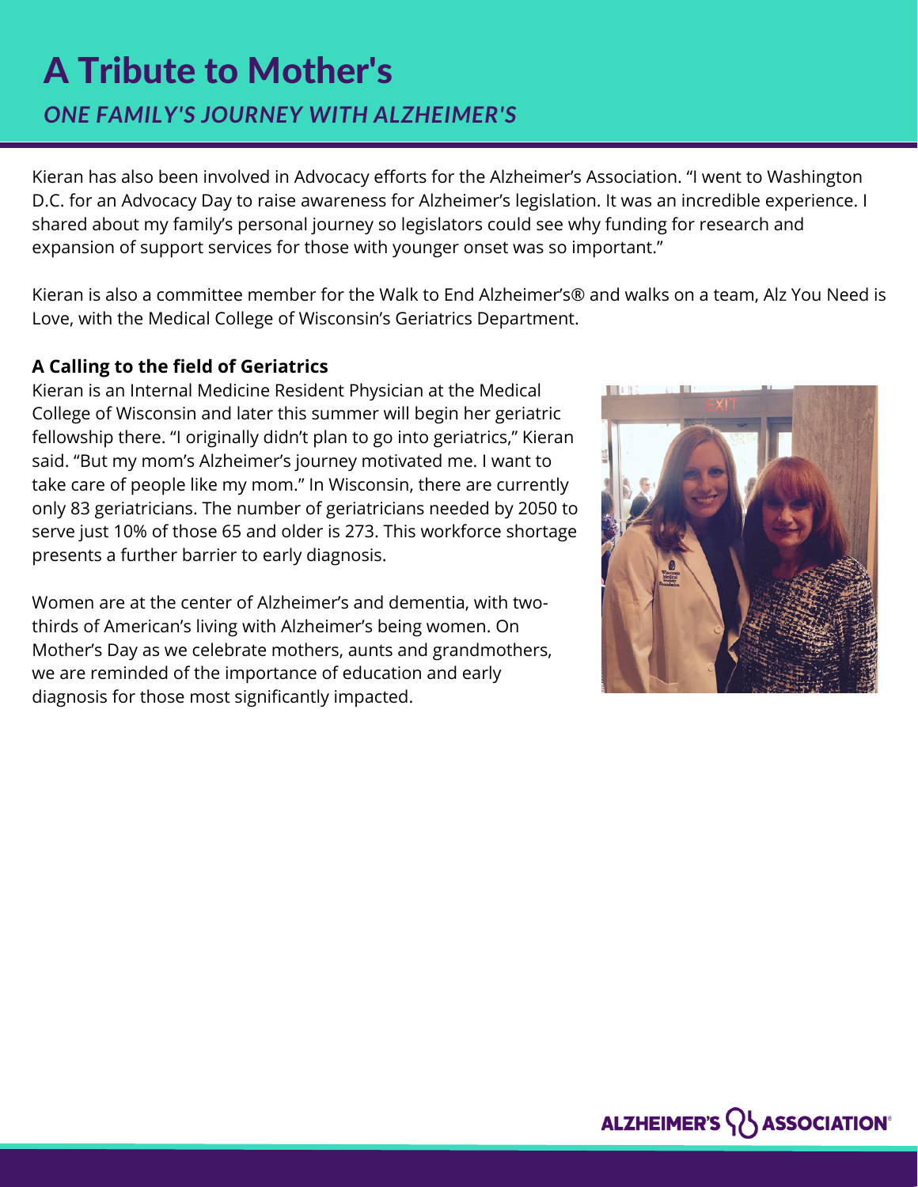# A Tribute to Mother's

## *ONE FAMILY'S JOURNEY WITH ALZHEIMER'S*

Kieran has also been involved in Advocacy efforts for the Alzheimer's Association. "I went to Washington D.C. for an Advocacy Day to raise awareness for Alzheimer's legislation. It was an incredible experience. I shared about my family's personal journey so legislators could see why funding for research and expansion of support services for those with younger onset was so important."

Kieran is also a committee member for the Walk to End Alzheimer's® and walks on a team, Alz You Need is Love, with the Medical College of Wisconsin's Geriatrics Department.

**A Calling to the field of Geriatrics**

Kieran is an Internal Medicine Resident Physician at the Medical College of Wisconsin and later this summer will begin her geriatric fellowship there. "I originally didn't plan to go into geriatrics," Kieran said. "But my mom's Alzheimer's journey motivated me. I want to take care of people like my mom." In Wisconsin, there are currently only 83 geriatricians. The number of geriatricians needed by 2050 to serve just 10% of those 65 and older is 273. This workforce shortage presents a further barrier to early diagnosis.

Women are at the center of Alzheimer's and dementia, with two-thirds of American's living with Alzheimer's being women. On Mother's Day as we celebrate mothers, aunts and grandmothers, we are reminded of the importance of education and early diagnosis for those most significantly impacted.